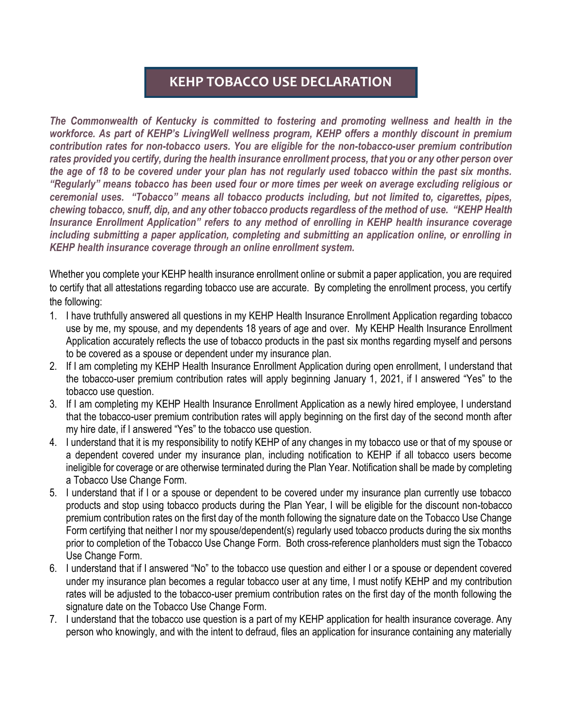# KEHP TOBACCO USE DECLARATION

***The Commonwealth of Kentucky is committed to fostering and promoting wellness and health in the workforce. As part of KEHP's LivingWell wellness program, KEHP offers a monthly discount in premium contribution rates for non-tobacco users. You are eligible for the non-tobacco-user premium contribution rates provided you certify, during the health insurance enrollment process, that you or any other person over the age of 18 to be covered under your plan has not regularly used tobacco within the past six months. "Regularly" means tobacco has been used four or more times per week on average excluding religious or ceremonial uses. "Tobacco" means all tobacco products including, but not limited to, cigarettes, pipes, chewing tobacco, snuff, dip, and any other tobacco products regardless of the method of use. "KEHP Health Insurance Enrollment Application" refers to any method of enrolling in KEHP health insurance coverage including submitting a paper application, completing and submitting an application online, or enrolling in KEHP health insurance coverage through an online enrollment system.***

Whether you complete your KEHP health insurance enrollment online or submit a paper application, you are required to certify that all attestations regarding tobacco use are accurate. By completing the enrollment process, you certify the following:

1. I have truthfully answered all questions in my KEHP Health Insurance Enrollment Application regarding tobacco use by me, my spouse, and my dependents 18 years of age and over. My KEHP Health Insurance Enrollment Application accurately reflects the use of tobacco products in the past six months regarding myself and persons to be covered as a spouse or dependent under my insurance plan.
2. If I am completing my KEHP Health Insurance Enrollment Application during open enrollment, I understand that the tobacco-user premium contribution rates will apply beginning January 1, 2021, if I answered "Yes" to the tobacco use question.
3. If I am completing my KEHP Health Insurance Enrollment Application as a newly hired employee, I understand that the tobacco-user premium contribution rates will apply beginning on the first day of the second month after my hire date, if I answered "Yes" to the tobacco use question.
4. I understand that it is my responsibility to notify KEHP of any changes in my tobacco use or that of my spouse or a dependent covered under my insurance plan, including notification to KEHP if all tobacco users become ineligible for coverage or are otherwise terminated during the Plan Year. Notification shall be made by completing a Tobacco Use Change Form.
5. I understand that if I or a spouse or dependent to be covered under my insurance plan currently use tobacco products and stop using tobacco products during the Plan Year, I will be eligible for the discount non-tobacco premium contribution rates on the first day of the month following the signature date on the Tobacco Use Change Form certifying that neither I nor my spouse/dependent(s) regularly used tobacco products during the six months prior to completion of the Tobacco Use Change Form. Both cross-reference planholders must sign the Tobacco Use Change Form.
6. I understand that if I answered "No" to the tobacco use question and either I or a spouse or dependent covered under my insurance plan becomes a regular tobacco user at any time, I must notify KEHP and my contribution rates will be adjusted to the tobacco-user premium contribution rates on the first day of the month following the signature date on the Tobacco Use Change Form.
7. I understand that the tobacco use question is a part of my KEHP application for health insurance coverage. Any person who knowingly, and with the intent to defraud, files an application for insurance containing any materially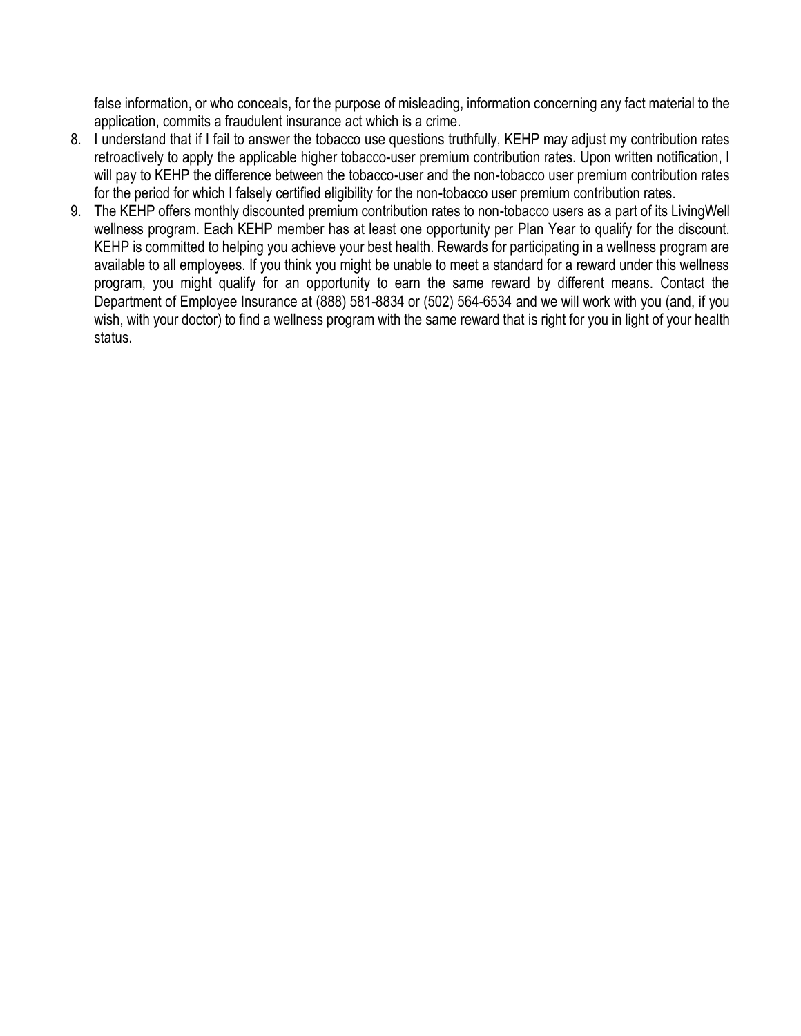false information, or who conceals, for the purpose of misleading, information concerning any fact material to the application, commits a fraudulent insurance act which is a crime.

8. I understand that if I fail to answer the tobacco use questions truthfully, KEHP may adjust my contribution rates retroactively to apply the applicable higher tobacco-user premium contribution rates. Upon written notification, I will pay to KEHP the difference between the tobacco-user and the non-tobacco user premium contribution rates for the period for which I falsely certified eligibility for the non-tobacco user premium contribution rates.
9. The KEHP offers monthly discounted premium contribution rates to non-tobacco users as a part of its LivingWell wellness program. Each KEHP member has at least one opportunity per Plan Year to qualify for the discount. KEHP is committed to helping you achieve your best health. Rewards for participating in a wellness program are available to all employees. If you think you might be unable to meet a standard for a reward under this wellness program, you might qualify for an opportunity to earn the same reward by different means. Contact the Department of Employee Insurance at (888) 581-8834 or (502) 564-6534 and we will work with you (and, if you wish, with your doctor) to find a wellness program with the same reward that is right for you in light of your health status.